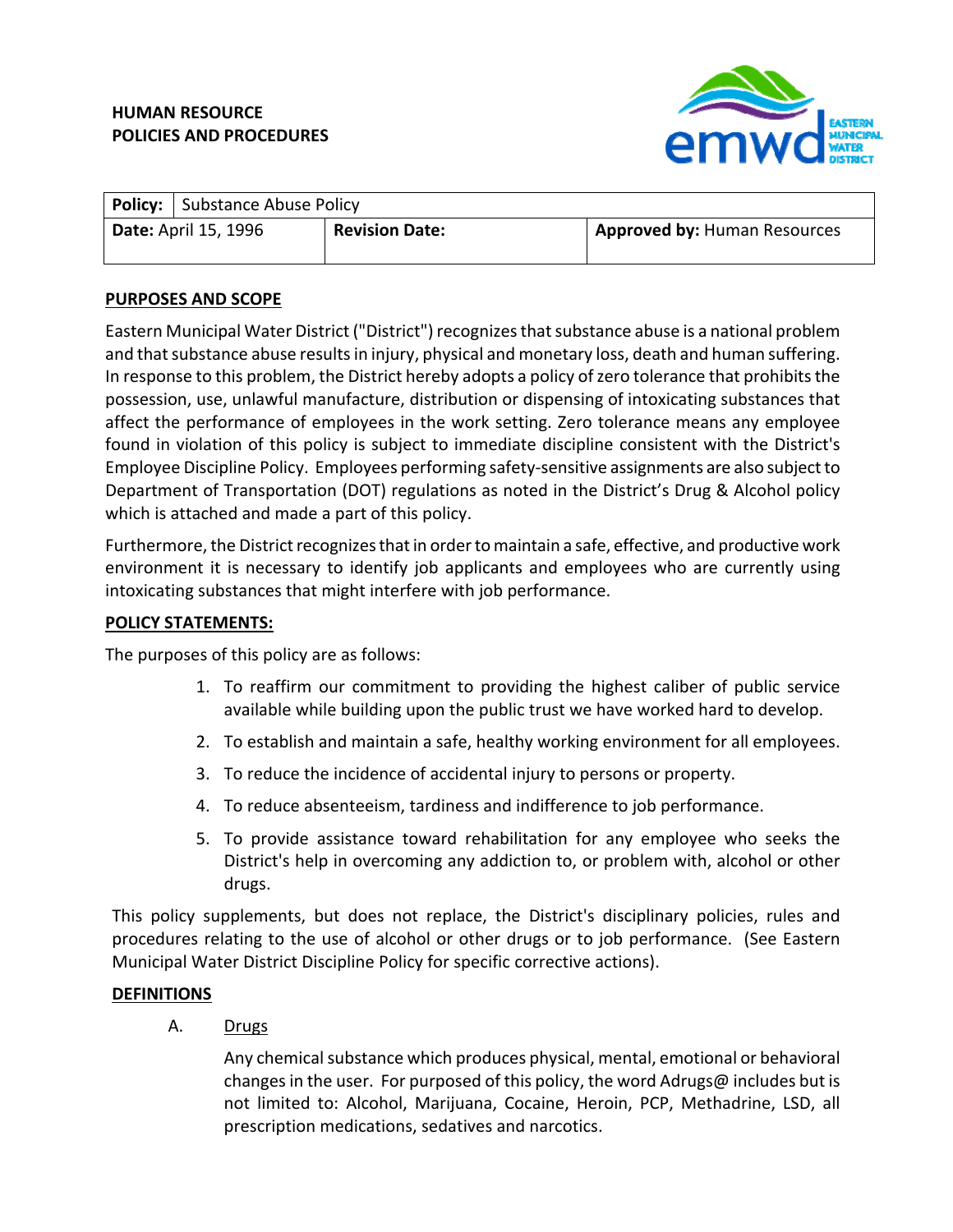**HUMAN RESOURCE**
**POLICIES AND PROCEDURES**

| **Policy:** Substance Abuse Policy | | |
|---|---|---|
| **Date:** April 15, 1996 | **Revision Date:** | **Approved by:** Human Resources |

## PURPOSES AND SCOPE

Eastern Municipal Water District ("District") recognizes that substance abuse is a national problem and that substance abuse results in injury, physical and monetary loss, death and human suffering. In response to this problem, the District hereby adopts a policy of zero tolerance that prohibits the possession, use, unlawful manufacture, distribution or dispensing of intoxicating substances that affect the performance of employees in the work setting. Zero tolerance means any employee found in violation of this policy is subject to immediate discipline consistent with the District's Employee Discipline Policy. Employees performing safety-sensitive assignments are also subject to Department of Transportation (DOT) regulations as noted in the District's Drug & Alcohol policy which is attached and made a part of this policy.

Furthermore, the District recognizes that in order to maintain a safe, effective, and productive work environment it is necessary to identify job applicants and employees who are currently using intoxicating substances that might interfere with job performance.

## POLICY STATEMENTS:

The purposes of this policy are as follows:

1. To reaffirm our commitment to providing the highest caliber of public service available while building upon the public trust we have worked hard to develop.
2. To establish and maintain a safe, healthy working environment for all employees.
3. To reduce the incidence of accidental injury to persons or property.
4. To reduce absenteeism, tardiness and indifference to job performance.
5. To provide assistance toward rehabilitation for any employee who seeks the District's help in overcoming any addiction to, or problem with, alcohol or other drugs.

This policy supplements, but does not replace, the District's disciplinary policies, rules and procedures relating to the use of alcohol or other drugs or to job performance. (See Eastern Municipal Water District Discipline Policy for specific corrective actions).

## DEFINITIONS

A. Drugs

Any chemical substance which produces physical, mental, emotional or behavioral changes in the user. For purposed of this policy, the word Adrugs@ includes but is not limited to: Alcohol, Marijuana, Cocaine, Heroin, PCP, Methadrine, LSD, all prescription medications, sedatives and narcotics.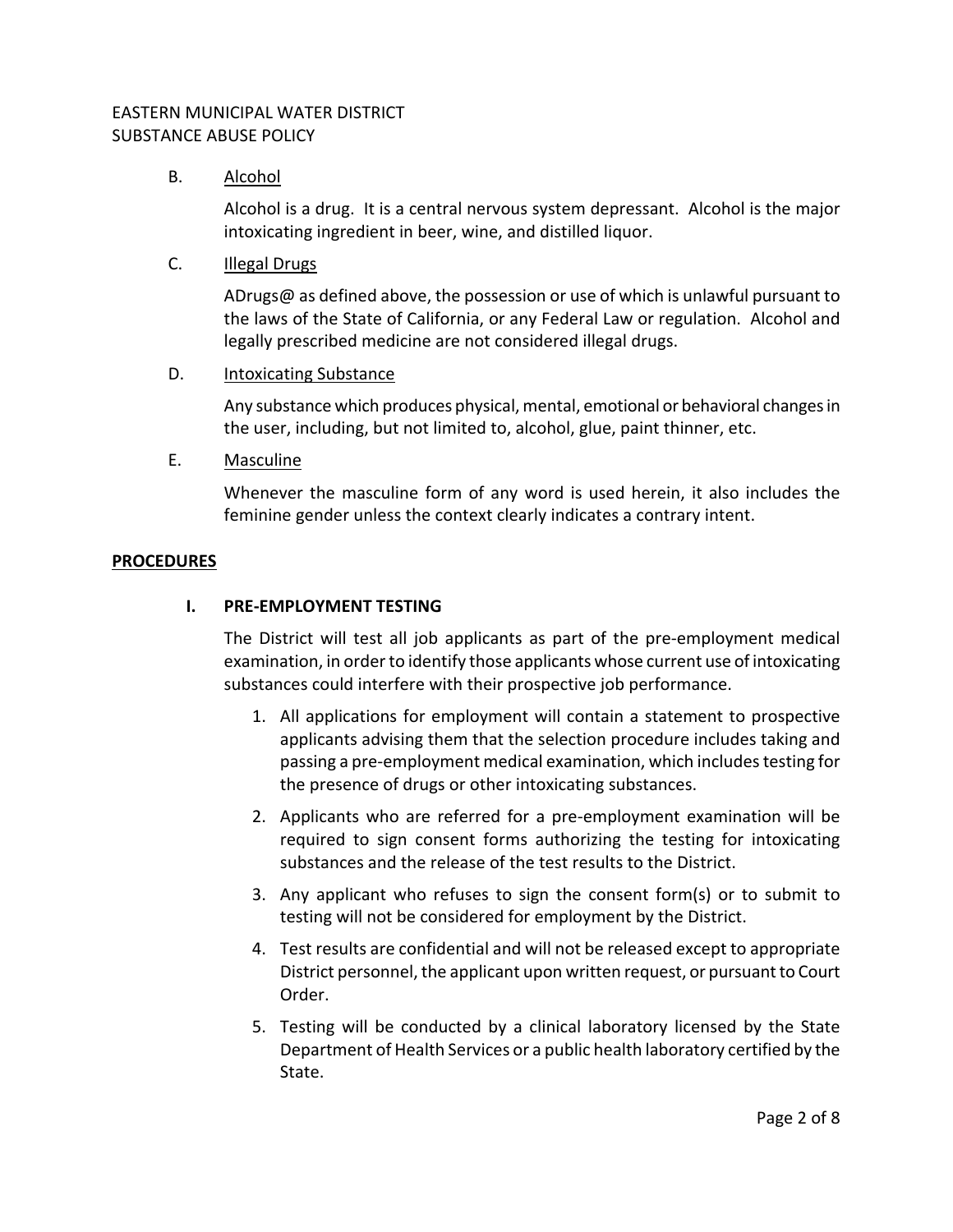B. Alternative: header "EASTERN MUNICIPAL WATER DISTRICT SUBSTANCE ABUSE POLICY" is a running header; omit.

B. <u>Alcohol</u>

Alcohol is a drug. It is a central nervous system depressant. Alcohol is the major intoxicating ingredient in beer, wine, and distilled liquor.

C. <u>Illegal Drugs</u>

ADrugs@ as defined above, the possession or use of which is unlawful pursuant to the laws of the State of California, or any Federal Law or regulation. Alcohol and legally prescribed medicine are not considered illegal drugs.

D. <u>Intoxicating Substance</u>

Any substance which produces physical, mental, emotional or behavioral changes in the user, including, but not limited to, alcohol, glue, paint thinner, etc.

E. <u>Masculine</u>

Whenever the masculine form of any word is used herein, it also includes the feminine gender unless the context clearly indicates a contrary intent.

## PROCEDURES

### I. PRE-EMPLOYMENT TESTING

The District will test all job applicants as part of the pre-employment medical examination, in order to identify those applicants whose current use of intoxicating substances could interfere with their prospective job performance.

1. All applications for employment will contain a statement to prospective applicants advising them that the selection procedure includes taking and passing a pre-employment medical examination, which includes testing for the presence of drugs or other intoxicating substances.
2. Applicants who are referred for a pre-employment examination will be required to sign consent forms authorizing the testing for intoxicating substances and the release of the test results to the District.
3. Any applicant who refuses to sign the consent form(s) or to submit to testing will not be considered for employment by the District.
4. Test results are confidential and will not be released except to appropriate District personnel, the applicant upon written request, or pursuant to Court Order.
5. Testing will be conducted by a clinical laboratory licensed by the State Department of Health Services or a public health laboratory certified by the State.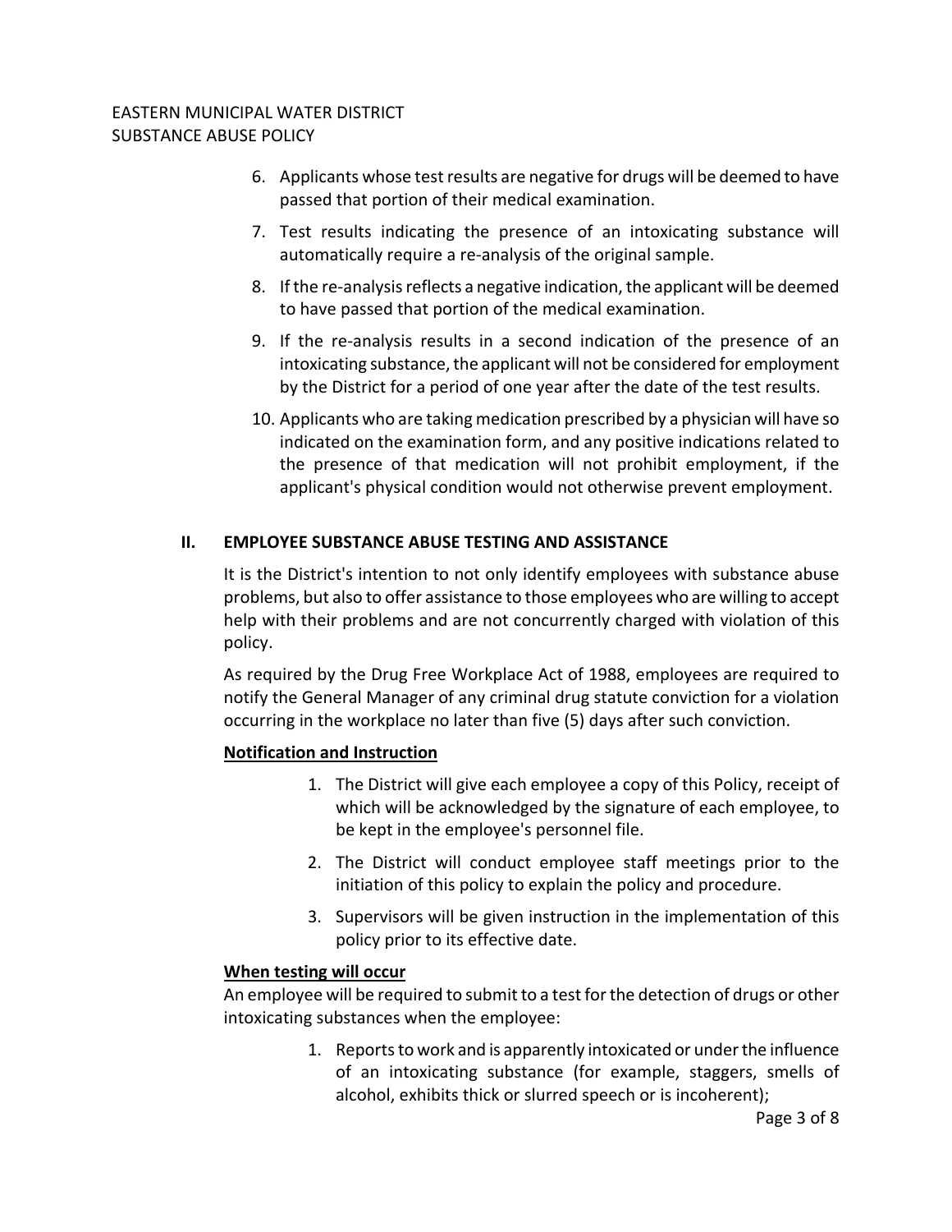6. Applicants whose test results are negative for drugs will be deemed to have passed that portion of their medical examination.
7. Test results indicating the presence of an intoxicating substance will automatically require a re-analysis of the original sample.
8. If the re-analysis reflects a negative indication, the applicant will be deemed to have passed that portion of the medical examination.
9. If the re-analysis results in a second indication of the presence of an intoxicating substance, the applicant will not be considered for employment by the District for a period of one year after the date of the test results.
10. Applicants who are taking medication prescribed by a physician will have so indicated on the examination form, and any positive indications related to the presence of that medication will not prohibit employment, if the applicant's physical condition would not otherwise prevent employment.

## II. EMPLOYEE SUBSTANCE ABUSE TESTING AND ASSISTANCE

It is the District's intention to not only identify employees with substance abuse problems, but also to offer assistance to those employees who are willing to accept help with their problems and are not concurrently charged with violation of this policy.

As required by the Drug Free Workplace Act of 1988, employees are required to notify the General Manager of any criminal drug statute conviction for a violation occurring in the workplace no later than five (5) days after such conviction.

**Notification and Instruction**

1. The District will give each employee a copy of this Policy, receipt of which will be acknowledged by the signature of each employee, to be kept in the employee's personnel file.
2. The District will conduct employee staff meetings prior to the initiation of this policy to explain the policy and procedure.
3. Supervisors will be given instruction in the implementation of this policy prior to its effective date.

**When testing will occur**

An employee will be required to submit to a test for the detection of drugs or other intoxicating substances when the employee:

1. Reports to work and is apparently intoxicated or under the influence of an intoxicating substance (for example, staggers, smells of alcohol, exhibits thick or slurred speech or is incoherent);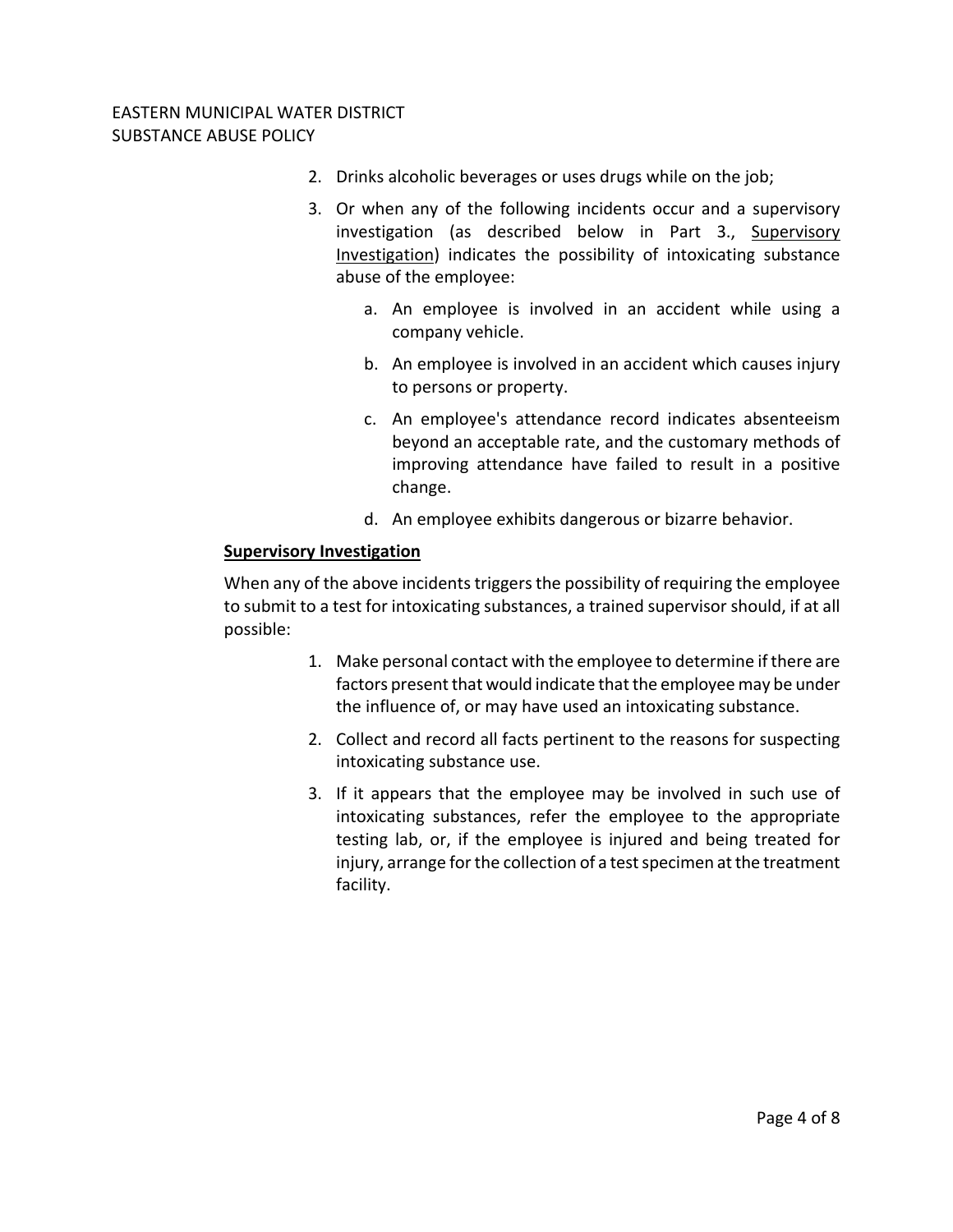2. Drinks alcoholic beverages or uses drugs while on the job;
3. Or when any of the following incidents occur and a supervisory investigation (as described below in Part 3., Supervisory Investigation) indicates the possibility of intoxicating substance abuse of the employee:
   a. An employee is involved in an accident while using a company vehicle.
   b. An employee is involved in an accident which causes injury to persons or property.
   c. An employee's attendance record indicates absenteeism beyond an acceptable rate, and the customary methods of improving attendance have failed to result in a positive change.
   d. An employee exhibits dangerous or bizarre behavior.

**Supervisory Investigation**

When any of the above incidents triggers the possibility of requiring the employee to submit to a test for intoxicating substances, a trained supervisor should, if at all possible:

1. Make personal contact with the employee to determine if there are factors present that would indicate that the employee may be under the influence of, or may have used an intoxicating substance.
2. Collect and record all facts pertinent to the reasons for suspecting intoxicating substance use.
3. If it appears that the employee may be involved in such use of intoxicating substances, refer the employee to the appropriate testing lab, or, if the employee is injured and being treated for injury, arrange for the collection of a test specimen at the treatment facility.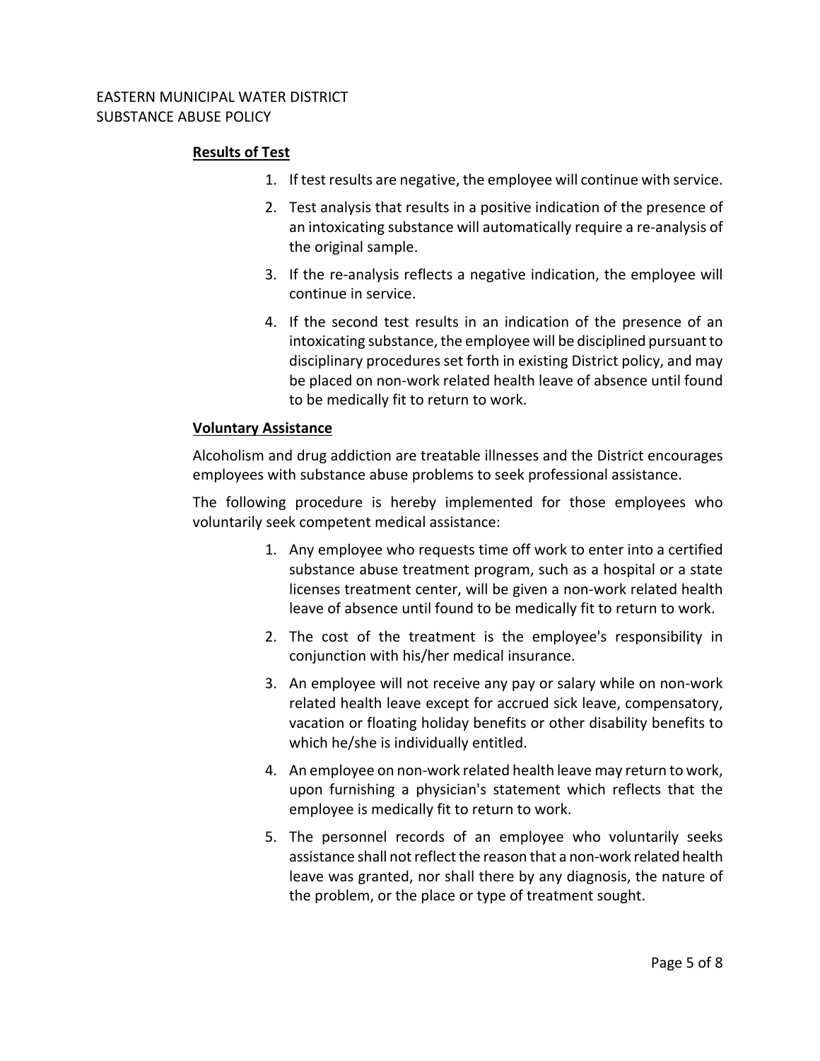**Results of Test**

1. If test results are negative, the employee will continue with service.
2. Test analysis that results in a positive indication of the presence of an intoxicating substance will automatically require a re-analysis of the original sample.
3. If the re-analysis reflects a negative indication, the employee will continue in service.
4. If the second test results in an indication of the presence of an intoxicating substance, the employee will be disciplined pursuant to disciplinary procedures set forth in existing District policy, and may be placed on non-work related health leave of absence until found to be medically fit to return to work.

**Voluntary Assistance**

Alcoholism and drug addiction are treatable illnesses and the District encourages employees with substance abuse problems to seek professional assistance.

The following procedure is hereby implemented for those employees who voluntarily seek competent medical assistance:

1. Any employee who requests time off work to enter into a certified substance abuse treatment program, such as a hospital or a state licenses treatment center, will be given a non-work related health leave of absence until found to be medically fit to return to work.
2. The cost of the treatment is the employee's responsibility in conjunction with his/her medical insurance.
3. An employee will not receive any pay or salary while on non-work related health leave except for accrued sick leave, compensatory, vacation or floating holiday benefits or other disability benefits to which he/she is individually entitled.
4. An employee on non-work related health leave may return to work, upon furnishing a physician's statement which reflects that the employee is medically fit to return to work.
5. The personnel records of an employee who voluntarily seeks assistance shall not reflect the reason that a non-work related health leave was granted, nor shall there by any diagnosis, the nature of the problem, or the place or type of treatment sought.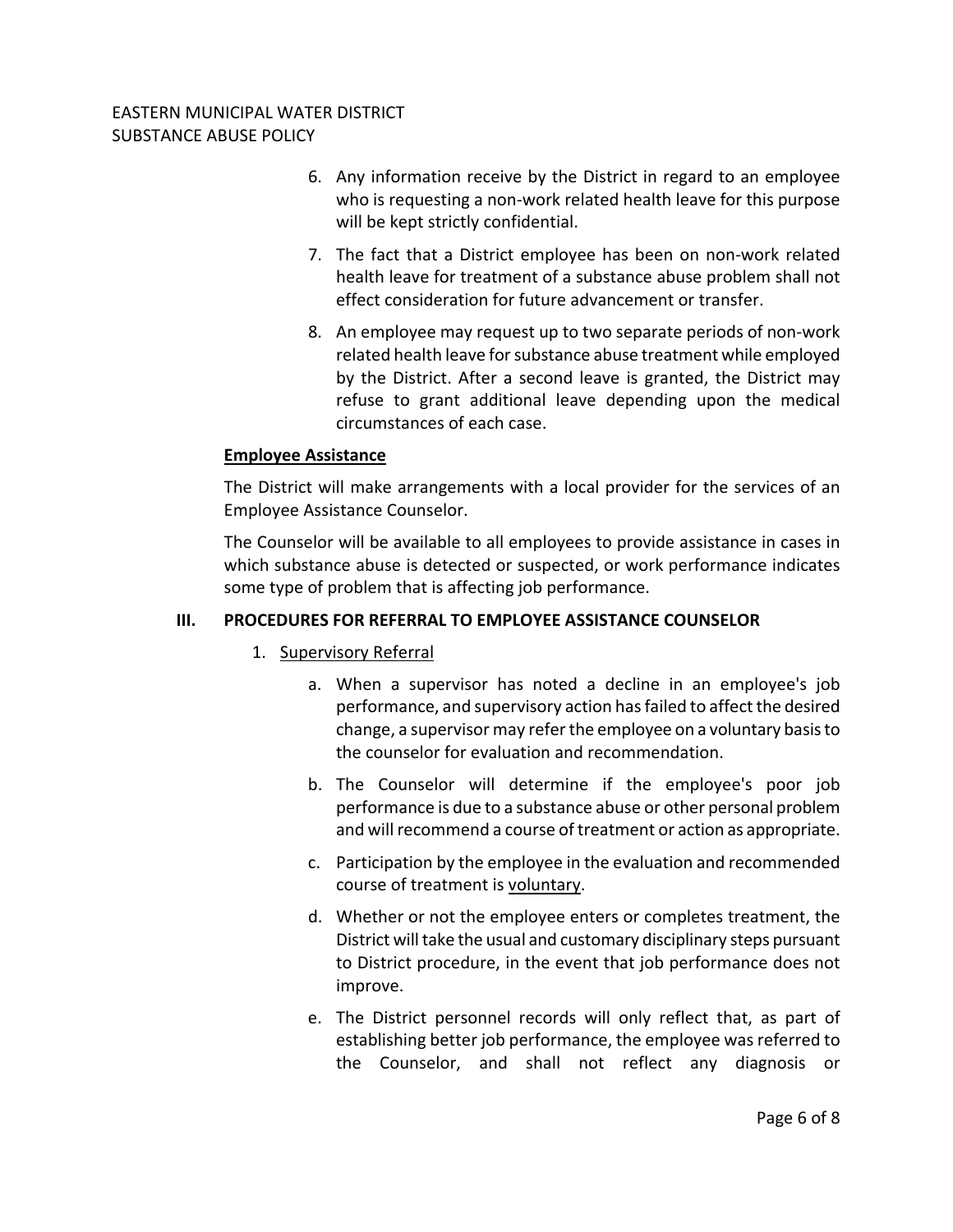6. Any information receive by the District in regard to an employee who is requesting a non-work related health leave for this purpose will be kept strictly confidential.

7. The fact that a District employee has been on non-work related health leave for treatment of a substance abuse problem shall not effect consideration for future advancement or transfer.

8. An employee may request up to two separate periods of non-work related health leave for substance abuse treatment while employed by the District. After a second leave is granted, the District may refuse to grant additional leave depending upon the medical circumstances of each case.

**Employee Assistance**

The District will make arrangements with a local provider for the services of an Employee Assistance Counselor.

The Counselor will be available to all employees to provide assistance in cases in which substance abuse is detected or suspected, or work performance indicates some type of problem that is affecting job performance.

## III. PROCEDURES FOR REFERRAL TO EMPLOYEE ASSISTANCE COUNSELOR

1. Supervisory Referral

   a. When a supervisor has noted a decline in an employee's job performance, and supervisory action has failed to affect the desired change, a supervisor may refer the employee on a voluntary basis to the counselor for evaluation and recommendation.

   b. The Counselor will determine if the employee's poor job performance is due to a substance abuse or other personal problem and will recommend a course of treatment or action as appropriate.

   c. Participation by the employee in the evaluation and recommended course of treatment is voluntary.

   d. Whether or not the employee enters or completes treatment, the District will take the usual and customary disciplinary steps pursuant to District procedure, in the event that job performance does not improve.

   e. The District personnel records will only reflect that, as part of establishing better job performance, the employee was referred to the Counselor, and shall not reflect any diagnosis or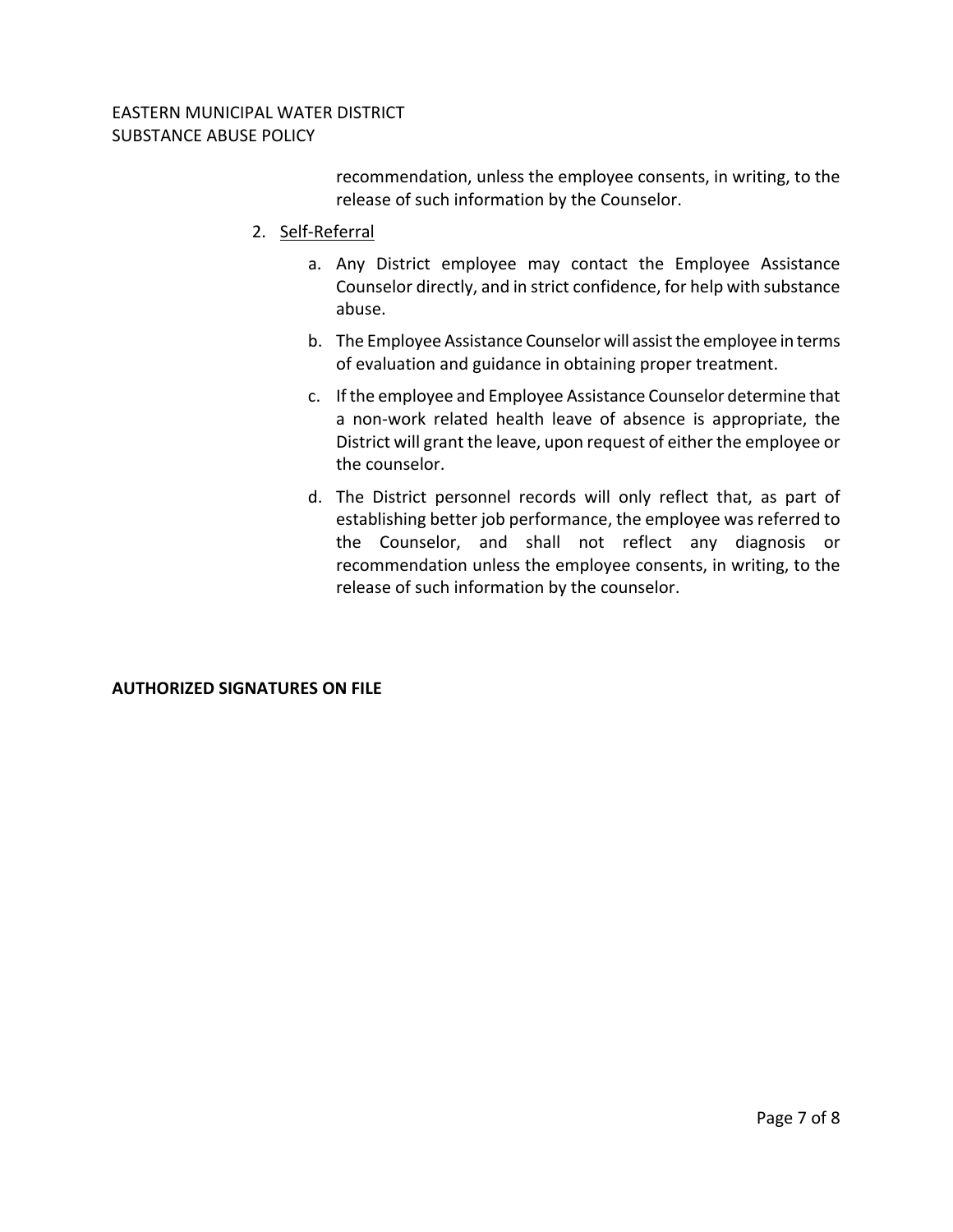recommendation, unless the employee consents, in writing, to the release of such information by the Counselor.

2. <u>Self-Referral</u>

   a. Any District employee may contact the Employee Assistance Counselor directly, and in strict confidence, for help with substance abuse.

   b. The Employee Assistance Counselor will assist the employee in terms of evaluation and guidance in obtaining proper treatment.

   c. If the employee and Employee Assistance Counselor determine that a non-work related health leave of absence is appropriate, the District will grant the leave, upon request of either the employee or the counselor.

   d. The District personnel records will only reflect that, as part of establishing better job performance, the employee was referred to the Counselor, and shall not reflect any diagnosis or recommendation unless the employee consents, in writing, to the release of such information by the counselor.

**AUTHORIZED SIGNATURES ON FILE**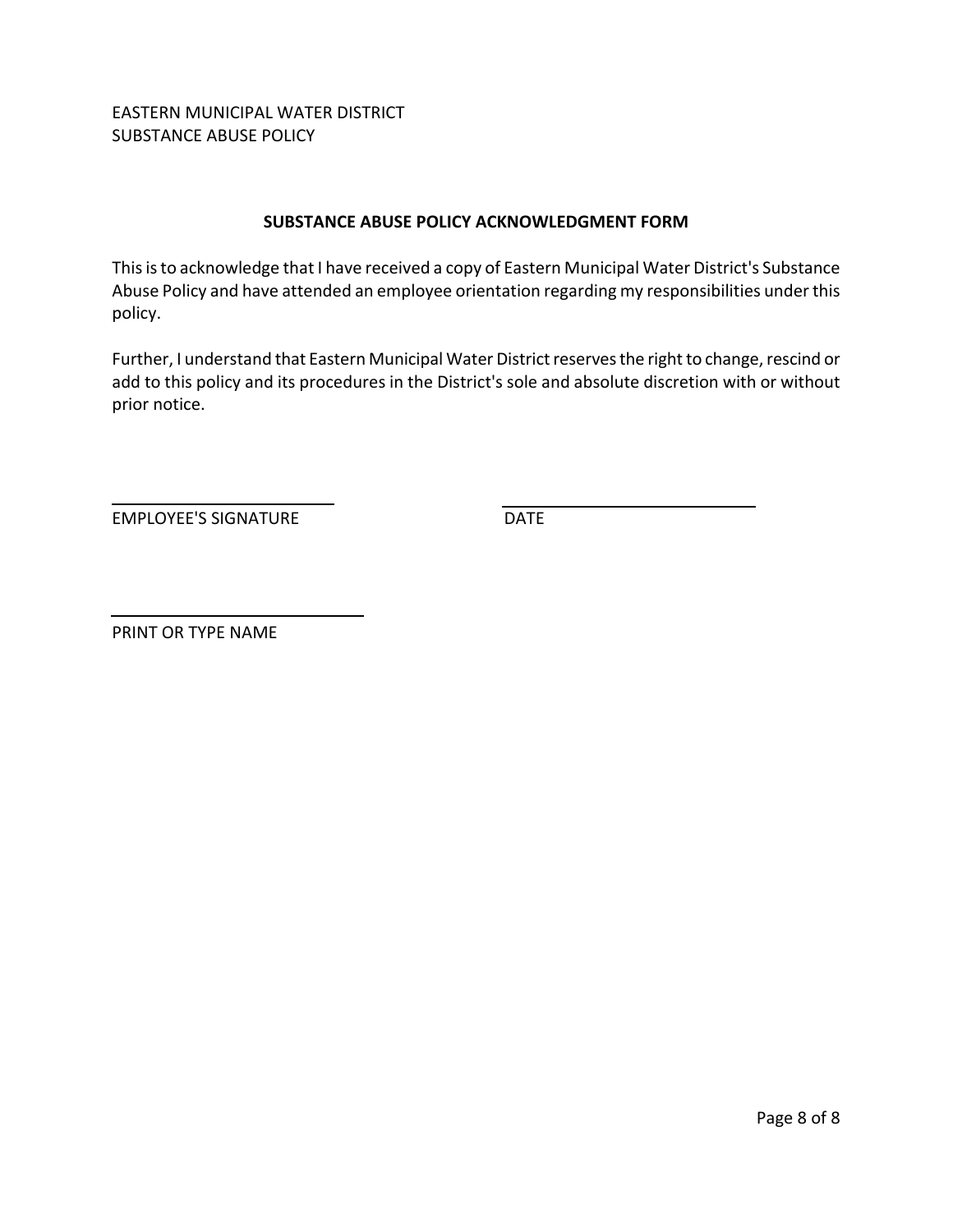EASTERN MUNICIPAL WATER DISTRICT
SUBSTANCE ABUSE POLICY

## SUBSTANCE ABUSE POLICY ACKNOWLEDGMENT FORM

This is to acknowledge that I have received a copy of Eastern Municipal Water District's Substance Abuse Policy and have attended an employee orientation regarding my responsibilities under this policy.

Further, I understand that Eastern Municipal Water District reserves the right to change, rescind or add to this policy and its procedures in the District's sole and absolute discretion with or without prior notice.

\_\_\_\_\_\_\_\_\_\_\_\_\_\_\_\_\_\_\_\_\_\_\_\_\_\_\_\_ \_\_\_\_\_\_\_\_\_\_\_\_\_\_\_\_\_\_\_\_\_\_\_\_\_\_\_\_

EMPLOYEE'S SIGNATURE DATE

\_\_\_\_\_\_\_\_\_\_\_\_\_\_\_\_\_\_\_\_\_\_\_\_\_\_\_\_

PRINT OR TYPE NAME